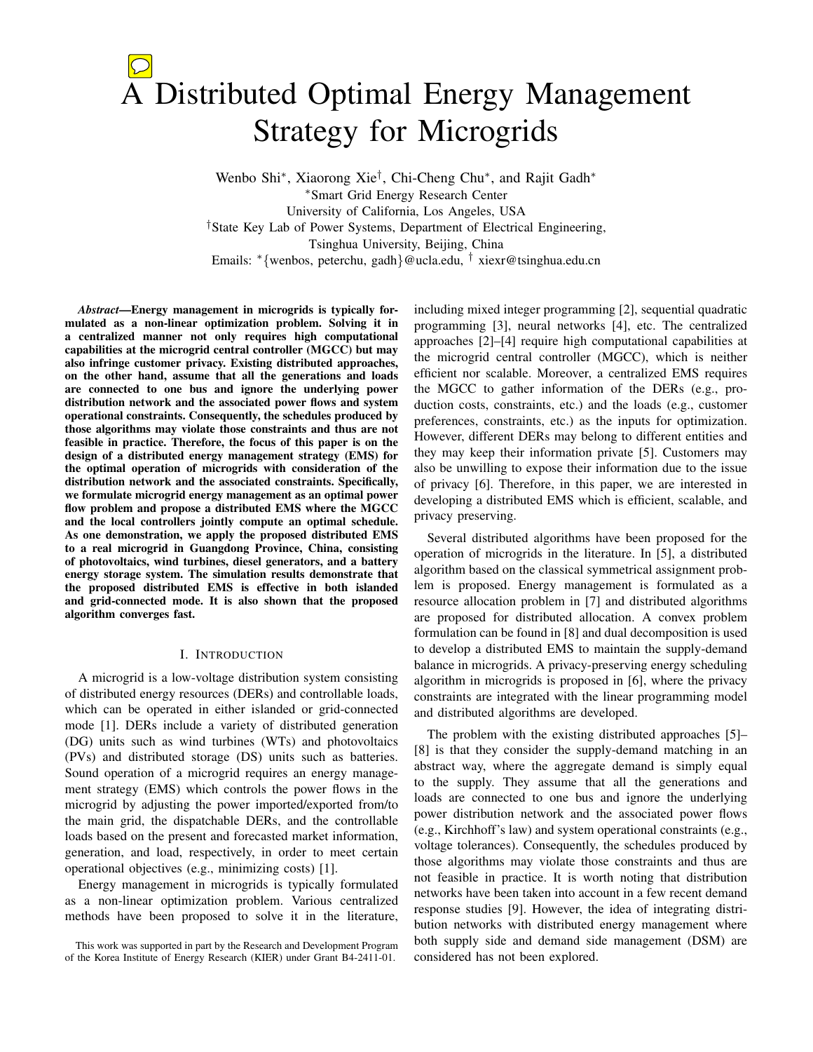# A Distributed Optimal Energy Management Strategy for Microgrids

Wenbo Shi*, Xiaorong Xie†, Chi-Cheng Chu*, and Rajit Gadh*

*Smart Grid Energy Research Center
University of California, Los Angeles, USA

†State Key Lab of Power Systems, Department of Electrical Engineering,
Tsinghua University, Beijing, China

Emails: *{wenbos, peterchu, gadh}@ucla.edu, † xiexr@tsinghua.edu.cn

***Abstract*—Energy management in microgrids is typically formulated as a non-linear optimization problem. Solving it in a centralized manner not only requires high computational capabilities at the microgrid central controller (MGCC) but may also infringe customer privacy. Existing distributed approaches, on the other hand, assume that all the generations and loads are connected to one bus and ignore the underlying power distribution network and the associated power flows and system operational constraints. Consequently, the schedules produced by those algorithms may violate those constraints and thus are not feasible in practice. Therefore, the focus of this paper is on the design of a distributed energy management strategy (EMS) for the optimal operation of microgrids with consideration of the distribution network and the associated constraints. Specifically, we formulate microgrid energy management as an optimal power flow problem and propose a distributed EMS where the MGCC and the local controllers jointly compute an optimal schedule. As one demonstration, we apply the proposed distributed EMS to a real microgrid in Guangdong Province, China, consisting of photovoltaics, wind turbines, diesel generators, and a battery energy storage system. The simulation results demonstrate that the proposed distributed EMS is effective in both islanded and grid-connected mode. It is also shown that the proposed algorithm converges fast.**

## I. Introduction

A microgrid is a low-voltage distribution system consisting of distributed energy resources (DERs) and controllable loads, which can be operated in either islanded or grid-connected mode [1]. DERs include a variety of distributed generation (DG) units such as wind turbines (WTs) and photovoltaics (PVs) and distributed storage (DS) units such as batteries. Sound operation of a microgrid requires an energy management strategy (EMS) which controls the power flows in the microgrid by adjusting the power imported/exported from/to the main grid, the dispatchable DERs, and the controllable loads based on the present and forecasted market information, generation, and load, respectively, in order to meet certain operational objectives (e.g., minimizing costs) [1].

Energy management in microgrids is typically formulated as a non-linear optimization problem. Various centralized methods have been proposed to solve it in the literature, including mixed integer programming [2], sequential quadratic programming [3], neural networks [4], etc. The centralized approaches [2]–[4] require high computational capabilities at the microgrid central controller (MGCC), which is neither efficient nor scalable. Moreover, a centralized EMS requires the MGCC to gather information of the DERs (e.g., production costs, constraints, etc.) and the loads (e.g., customer preferences, constraints, etc.) as the inputs for optimization. However, different DERs may belong to different entities and they may keep their information private [5]. Customers may also be unwilling to expose their information due to the issue of privacy [6]. Therefore, in this paper, we are interested in developing a distributed EMS which is efficient, scalable, and privacy preserving.

Several distributed algorithms have been proposed for the operation of microgrids in the literature. In [5], a distributed algorithm based on the classical symmetrical assignment problem is proposed. Energy management is formulated as a resource allocation problem in [7] and distributed algorithms are proposed for distributed allocation. A convex problem formulation can be found in [8] and dual decomposition is used to develop a distributed EMS to maintain the supply-demand balance in microgrids. A privacy-preserving energy scheduling algorithm in microgrids is proposed in [6], where the privacy constraints are integrated with the linear programming model and distributed algorithms are developed.

The problem with the existing distributed approaches [5]–[8] is that they consider the supply-demand matching in an abstract way, where the aggregate demand is simply equal to the supply. They assume that all the generations and loads are connected to one bus and ignore the underlying power distribution network and the associated power flows (e.g., Kirchhoff's law) and system operational constraints (e.g., voltage tolerances). Consequently, the schedules produced by those algorithms may violate those constraints and thus are not feasible in practice. It is worth noting that distribution networks have been taken into account in a few recent demand response studies [9]. However, the idea of integrating distribution networks with distributed energy management where both supply side and demand side management (DSM) are considered has not been explored.

This work was supported in part by the Research and Development Program of the Korea Institute of Energy Research (KIER) under Grant B4-2411-01.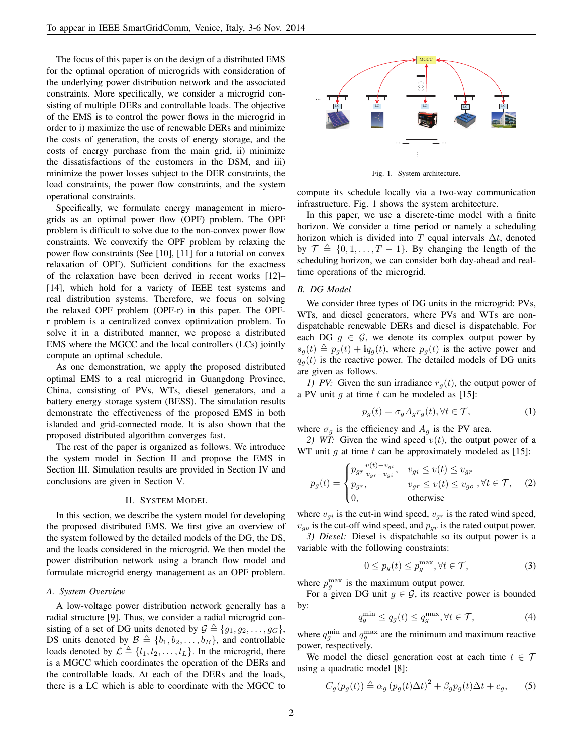The focus of this paper is on the design of a distributed EMS for the optimal operation of microgrids with consideration of the underlying power distribution network and the associated constraints. More specifically, we consider a microgrid consisting of multiple DERs and controllable loads. The objective of the EMS is to control the power flows in the microgrid in order to i) maximize the use of renewable DERs and minimize the costs of generation, the costs of energy storage, and the costs of energy purchase from the main grid, ii) minimize the dissatisfactions of the customers in the DSM, and iii) minimize the power losses subject to the DER constraints, the load constraints, the power flow constraints, and the system operational constraints.

Specifically, we formulate energy management in microgrids as an optimal power flow (OPF) problem. The OPF problem is difficult to solve due to the non-convex power flow constraints. We convexify the OPF problem by relaxing the power flow constraints (See [10], [11] for a tutorial on convex relaxation of OPF). Sufficient conditions for the exactness of the relaxation have been derived in recent works [12]–[14], which hold for a variety of IEEE test systems and real distribution systems. Therefore, we focus on solving the relaxed OPF problem (OPF-r) in this paper. The OPF-r problem is a centralized convex optimization problem. To solve it in a distributed manner, we propose a distributed EMS where the MGCC and the local controllers (LCs) jointly compute an optimal schedule.

As one demonstration, we apply the proposed distributed optimal EMS to a real microgrid in Guangdong Province, China, consisting of PVs, WTs, diesel generators, and a battery energy storage system (BESS). The simulation results demonstrate the effectiveness of the proposed EMS in both islanded and grid-connected mode. It is also shown that the proposed distributed algorithm converges fast.

The rest of the paper is organized as follows. We introduce the system model in Section II and propose the EMS in Section III. Simulation results are provided in Section IV and conclusions are given in Section V.

## II. System Model

In this section, we describe the system model for developing the proposed distributed EMS. We first give an overview of the system followed by the detailed models of the DG, the DS, and the loads considered in the microgrid. We then model the power distribution network using a branch flow model and formulate microgrid energy management as an OPF problem.

### A. System Overview

A low-voltage power distribution network generally has a radial structure [9]. Thus, we consider a radial microgrid consisting of a set of DG units denoted by $\mathcal{G} \triangleq \{g_1, g_2, \ldots, g_G\}$, DS units denoted by $\mathcal{B} \triangleq \{b_1, b_2, \ldots, b_B\}$, and controllable loads denoted by $\mathcal{L} \triangleq \{l_1, l_2, \ldots, l_L\}$. In the microgrid, there is a MGCC which coordinates the operation of the DERs and the controllable loads. At each of the DERs and the loads, there is a LC which is able to coordinate with the MGCC to compute its schedule locally via a two-way communication infrastructure. Fig. 1 shows the system architecture.

Fig. 1. System architecture.

In this paper, we use a discrete-time model with a finite horizon. We consider a time period or namely a scheduling horizon which is divided into $T$ equal intervals $\Delta t$, denoted by $\mathcal{T} \triangleq \{0, 1, \ldots, T-1\}$. By changing the length of the scheduling horizon, we can consider both day-ahead and real-time operations of the microgrid.

### B. DG Model

We consider three types of DG units in the microgrid: PVs, WTs, and diesel generators, where PVs and WTs are non-dispatchable renewable DERs and diesel is dispatchable. For each DG $g \in \mathcal{G}$, we denote its complex output power by $s_g(t) \triangleq p_g(t) + \mathbf{i}q_g(t)$, where $p_g(t)$ is the active power and $q_g(t)$ is the reactive power. The detailed models of DG units are given as follows.

*1) PV:* Given the sun irradiance $r_g(t)$, the output power of a PV unit $g$ at time $t$ can be modeled as [15]:

$$p_g(t) = \sigma_g A_g r_g(t), \forall t \in \mathcal{T}, \tag{1}$$

where $\sigma_g$ is the efficiency and $A_g$ is the PV area.

*2) WT:* Given the wind speed $v(t)$, the output power of a WT unit $g$ at time $t$ can be approximately modeled as [15]:

$$p_g(t) = \begin{cases} p_{gr} \frac{v(t) - v_{gi}}{v_{gr} - v_{gi}}, & v_{gi} \le v(t) \le v_{gr} \\ p_{gr}, & v_{gr} \le v(t) \le v_{go} \\ 0, & \text{otherwise} \end{cases}, \forall t \in \mathcal{T}, \tag{2}$$

where $v_{gi}$ is the cut-in wind speed, $v_{gr}$ is the rated wind speed, $v_{go}$ is the cut-off wind speed, and $p_{gr}$ is the rated output power.

*3) Diesel:* Diesel is dispatchable so its output power is a variable with the following constraints:

$$0 \le p_g(t) \le p_g^{\max}, \forall t \in \mathcal{T}, \tag{3}$$

where $p_g^{\max}$ is the maximum output power.

For a given DG unit $g \in \mathcal{G}$, its reactive power is bounded by:

$$q_g^{\min} \le q_g(t) \le q_g^{\max}, \forall t \in \mathcal{T}, \tag{4}$$

where $q_g^{\min}$ and $q_g^{\max}$ are the minimum and maximum reactive power, respectively.

We model the diesel generation cost at each time $t \in \mathcal{T}$ using a quadratic model [8]:

$$C_g(p_g(t)) \triangleq \alpha_g \left(p_g(t)\Delta t\right)^2 + \beta_g p_g(t)\Delta t + c_g, \tag{5}$$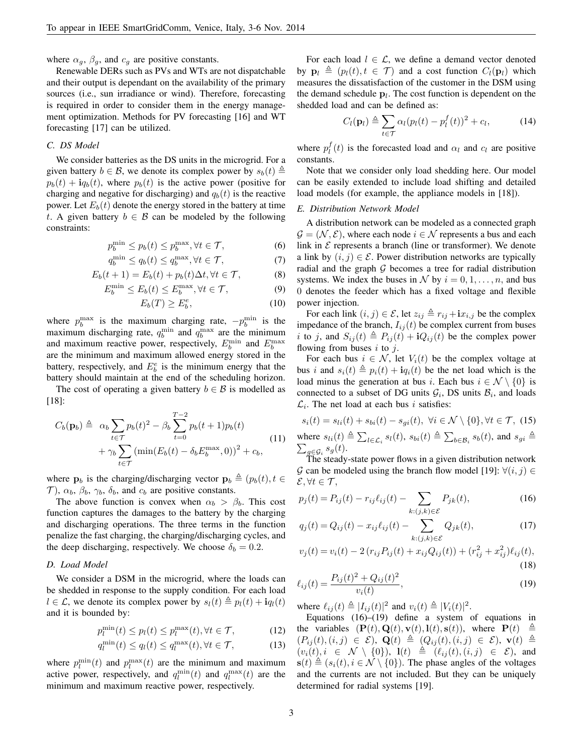where $\alpha_g$, $\beta_g$, and $c_g$ are positive constants.

Renewable DERs such as PVs and WTs are not dispatchable and their output is dependant on the availability of the primary sources (i.e., sun irradiance or wind). Therefore, forecasting is required in order to consider them in the energy management optimization. Methods for PV forecasting [16] and WT forecasting [17] can be utilized.

### C. DS Model

We consider batteries as the DS units in the microgrid. For a given battery $b \in \mathcal{B}$, we denote its complex power by $s_b(t) \triangleq p_b(t) + \mathbf{i}q_b(t)$, where $p_b(t)$ is the active power (positive for charging and negative for discharging) and $q_b(t)$ is the reactive power. Let $E_b(t)$ denote the energy stored in the battery at time $t$. A given battery $b \in \mathcal{B}$ can be modeled by the following constraints:

$$p_b^{\min} \leq p_b(t) \leq p_b^{\max}, \forall t \in \mathcal{T}, \tag{6}$$

$$q_b^{\min} \leq q_b(t) \leq q_b^{\max}, \forall t \in \mathcal{T}, \tag{7}$$

$$E_b(t+1) = E_b(t) + p_b(t)\Delta t, \forall t \in \mathcal{T}, \tag{8}$$

$$E_b^{\min} \leq E_b(t) \leq E_b^{\max}, \forall t \in \mathcal{T}, \tag{9}$$

$$E_b(T) \geq E_b^e, \tag{10}$$

where $p_b^{\max}$ is the maximum charging rate, $-p_b^{\min}$ is the maximum discharging rate, $q_b^{\min}$ and $q_b^{\max}$ are the minimum and maximum reactive power, respectively, $E_b^{\min}$ and $E_b^{\max}$ are the minimum and maximum allowed energy stored in the battery, respectively, and $E_b^e$ is the minimum energy that the battery should maintain at the end of the scheduling horizon.

The cost of operating a given battery $b \in \mathcal{B}$ is modelled as [18]:

$$\begin{aligned} C_b(\mathbf{p}_b) \triangleq \;& \alpha_b \sum_{t\in\mathcal{T}} p_b(t)^2 - \beta_b \sum_{t=0}^{T-2} p_b(t+1)p_b(t) \\ &+ \gamma_b \sum_{t\in\mathcal{T}} \left(\min(E_b(t) - \delta_b E_b^{\max}, 0)\right)^2 + c_b, \end{aligned} \tag{11}$$

where $\mathbf{p}_b$ is the charging/discharging vector $\mathbf{p}_b \triangleq (p_b(t), t \in \mathcal{T})$, $\alpha_b$, $\beta_b$, $\gamma_b$, $\delta_b$, and $c_b$ are positive constants.

The above function is convex when $\alpha_b > \beta_b$. This cost function captures the damages to the battery by the charging and discharging operations. The three terms in the function penalize the fast charging, the charging/discharging cycles, and the deep discharging, respectively. We choose $\delta_b = 0.2$.

### D. Load Model

We consider a DSM in the microgrid, where the loads can be shedded in response to the supply condition. For each load $l \in \mathcal{L}$, we denote its complex power by $s_l(t) \triangleq p_l(t) + \mathbf{i}q_l(t)$ and it is bounded by:

$$p_l^{\min}(t) \leq p_l(t) \leq p_l^{\max}(t), \forall t \in \mathcal{T}, \tag{12}$$

$$q_l^{\min}(t) \leq q_l(t) \leq q_l^{\max}(t), \forall t \in \mathcal{T}, \tag{13}$$

where $p_l^{\min}(t)$ and $p_l^{\max}(t)$ are the minimum and maximum active power, respectively, and $q_l^{\min}(t)$ and $q_l^{\max}(t)$ are the minimum and maximum reactive power, respectively.

For each load $l \in \mathcal{L}$, we define a demand vector denoted by $\mathbf{p}_l \triangleq (p_l(t), t \in \mathcal{T})$ and a cost function $C_l(\mathbf{p}_l)$ which measures the dissatisfaction of the customer in the DSM using the demand schedule $\mathbf{p}_l$. The cost function is dependent on the shedded load and can be defined as:

$$C_l(\mathbf{p}_l) \triangleq \sum_{t\in\mathcal{T}} \alpha_l (p_l(t) - p_l^f(t))^2 + c_l, \tag{14}$$

where $p_l^f(t)$ is the forecasted load and $\alpha_l$ and $c_l$ are positive constants.

Note that we consider only load shedding here. Our model can be easily extended to include load shifting and detailed load models (for example, the appliance models in [18]).

### E. Distribution Network Model

A distribution network can be modeled as a connected graph $\mathcal{G} = (\mathcal{N}, \mathcal{E})$, where each node $i \in \mathcal{N}$ represents a bus and each link in $\mathcal{E}$ represents a branch (line or transformer). We denote a link by $(i, j) \in \mathcal{E}$. Power distribution networks are typically radial and the graph $\mathcal{G}$ becomes a tree for radial distribution systems. We index the buses in $\mathcal{N}$ by $i = 0, 1, \ldots, n$, and bus 0 denotes the feeder which has a fixed voltage and flexible power injection.

For each link $(i, j) \in \mathcal{E}$, let $z_{ij} \triangleq r_{ij} + \mathbf{i}x_{i,j}$ be the complex impedance of the branch, $I_{ij}(t)$ be complex current from buses $i$ to $j$, and $S_{ij}(t) \triangleq P_{ij}(t) + \mathbf{i}Q_{ij}(t)$ be the complex power flowing from buses $i$ to $j$.

For each bus $i \in \mathcal{N}$, let $V_i(t)$ be the complex voltage at bus $i$ and $s_i(t) \triangleq p_i(t) + \mathbf{i}q_i(t)$ be the net load which is the load minus the generation at bus $i$. Each bus $i \in \mathcal{N} \setminus \{0\}$ is connected to a subset of DG units $\mathcal{G}_i$, DS units $\mathcal{B}_i$, and loads $\mathcal{L}_i$. The net load at each bus $i$ satisfies:

$$s_i(t) = s_{li}(t) + s_{bi}(t) - s_{gi}(t), \;\; \forall i \in \mathcal{N} \setminus \{0\}, \forall t \in \mathcal{T}, \tag{15}$$

where $s_{li}(t) \triangleq \sum_{l\in\mathcal{L}_i} s_l(t)$, $s_{bi}(t) \triangleq \sum_{b\in\mathcal{B}_i} s_b(t)$, and $s_{gi} \triangleq \sum_{g\in\mathcal{G}_i} s_g(t)$.

The steady-state power flows in a given distribution network $\mathcal{G}$ can be modeled using the branch flow model [19]: $\forall (i, j) \in \mathcal{E}, \forall t \in \mathcal{T}$,

$$p_j(t) = P_{ij}(t) - r_{ij}\ell_{ij}(t) - \sum_{k:(j,k)\in\mathcal{E}} P_{jk}(t), \tag{16}$$

$$q_j(t) = Q_{ij}(t) - x_{ij}\ell_{ij}(t) - \sum_{k:(j,k)\in\mathcal{E}} Q_{jk}(t), \tag{17}$$

$$v_j(t) = v_i(t) - 2\left(r_{ij}P_{ij}(t) + x_{ij}Q_{ij}(t)\right) + (r_{ij}^2 + x_{ij}^2)\ell_{ij}(t), \tag{18}$$

$$\ell_{ij}(t) = \frac{P_{ij}(t)^2 + Q_{ij}(t)^2}{v_i(t)}, \tag{19}$$

where $\ell_{ij}(t) \triangleq |I_{ij}(t)|^2$ and $v_i(t) \triangleq |V_i(t)|^2$.

Equations (16)–(19) define a system of equations in the variables $(\mathbf{P}(t), \mathbf{Q}(t), \mathbf{v}(t), \mathbf{l}(t), \mathbf{s}(t))$, where $\mathbf{P}(t) \triangleq (P_{ij}(t), (i,j) \in \mathcal{E})$, $\mathbf{Q}(t) \triangleq (Q_{ij}(t), (i,j) \in \mathcal{E})$, $\mathbf{v}(t) \triangleq (v_i(t), i \in \mathcal{N} \setminus \{0\})$, $\mathbf{l}(t) \triangleq (\ell_{ij}(t), (i,j) \in \mathcal{E})$, and $\mathbf{s}(t) \triangleq (s_i(t), i \in \mathcal{N} \setminus \{0\})$. The phase angles of the voltages and the currents are not included. But they can be uniquely determined for radial systems [19].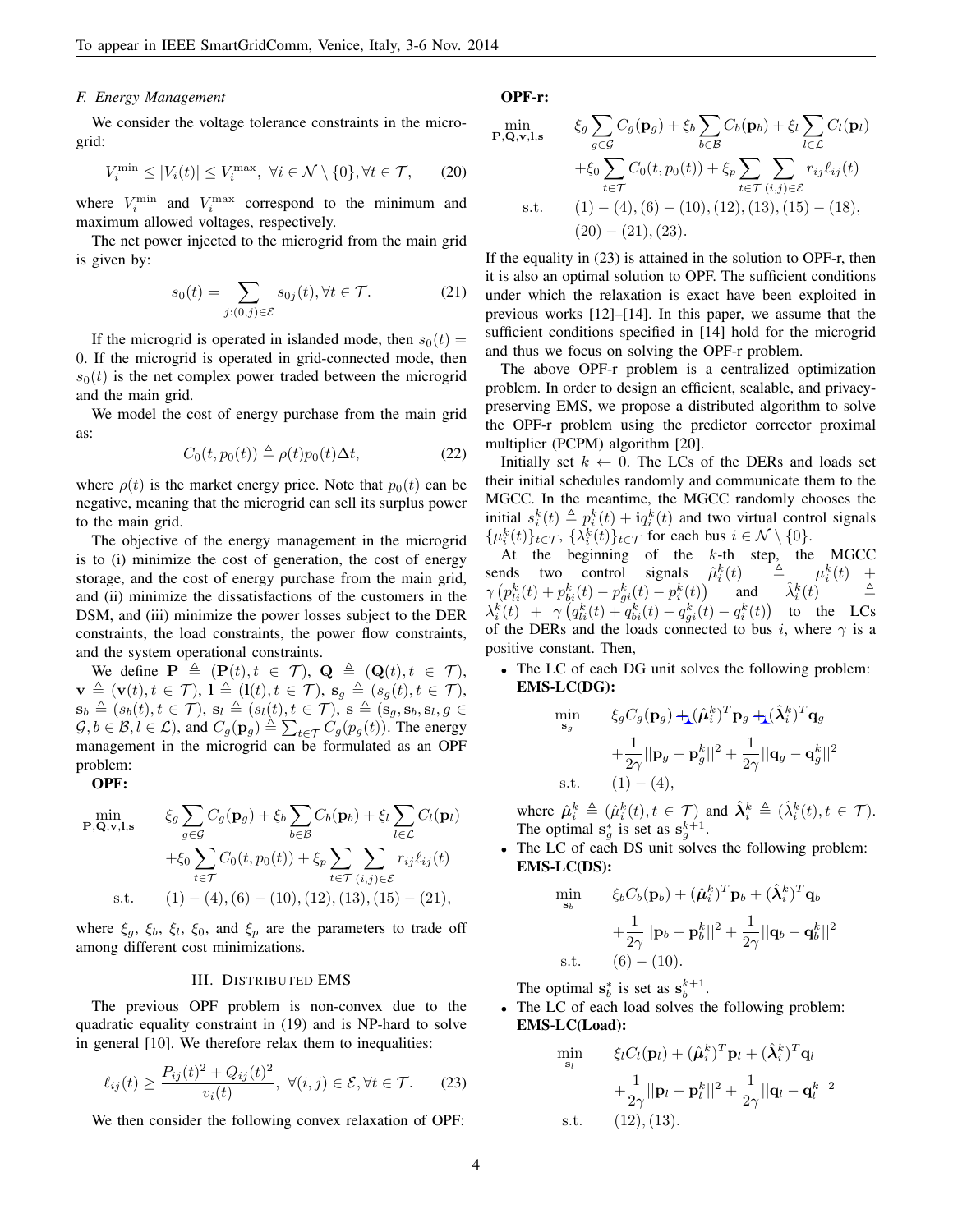### F. Energy Management

We consider the voltage tolerance constraints in the microgrid:

$$V_i^{\min} \leq |V_i(t)| \leq V_i^{\max},\ \forall i \in \mathcal{N} \setminus \{0\}, \forall t \in \mathcal{T}, \tag{20}$$

where $V_i^{\min}$ and $V_i^{\max}$ correspond to the minimum and maximum allowed voltages, respectively.

The net power injected to the microgrid from the main grid is given by:

$$s_0(t) = \sum_{j:(0,j)\in\mathcal{E}} s_{0j}(t), \forall t \in \mathcal{T}. \tag{21}$$

If the microgrid is operated in islanded mode, then $s_0(t) = 0$. If the microgrid is operated in grid-connected mode, then $s_0(t)$ is the net complex power traded between the microgrid and the main grid.

We model the cost of energy purchase from the main grid as:

$$C_0(t, p_0(t)) \triangleq \rho(t) p_0(t) \Delta t, \tag{22}$$

where $\rho(t)$ is the market energy price. Note that $p_0(t)$ can be negative, meaning that the microgrid can sell its surplus power to the main grid.

The objective of the energy management in the microgrid is to (i) minimize the cost of generation, the cost of energy storage, and the cost of energy purchase from the main grid, and (ii) minimize the dissatisfactions of the customers in the DSM, and (iii) minimize the power losses subject to the DER constraints, the load constraints, the power flow constraints, and the system operational constraints.

We define $\mathbf{P} \triangleq (\mathbf{P}(t), t \in \mathcal{T})$, $\mathbf{Q} \triangleq (\mathbf{Q}(t), t \in \mathcal{T})$, $\mathbf{v} \triangleq (\mathbf{v}(t), t \in \mathcal{T})$, $\mathbf{l} \triangleq (\mathbf{l}(t), t \in \mathcal{T})$, $\mathbf{s}_g \triangleq (s_g(t), t \in \mathcal{T})$, $\mathbf{s}_b \triangleq (s_b(t), t \in \mathcal{T})$, $\mathbf{s}_l \triangleq (s_l(t), t \in \mathcal{T})$, $\mathbf{s} \triangleq (\mathbf{s}_g, \mathbf{s}_b, \mathbf{s}_l, g \in \mathcal{G}, b \in \mathcal{B}, l \in \mathcal{L})$, and $C_g(\mathbf{p}_g) \triangleq \sum_{t\in\mathcal{T}} C_g(p_g(t))$. The energy management in the microgrid can be formulated as an OPF problem:

**OPF:**

$$\begin{aligned}
\min_{\mathbf{P},\mathbf{Q},\mathbf{v},\mathbf{l},\mathbf{s}} \quad & \xi_g \sum_{g\in\mathcal{G}} C_g(\mathbf{p}_g) + \xi_b \sum_{b\in\mathcal{B}} C_b(\mathbf{p}_b) + \xi_l \sum_{l\in\mathcal{L}} C_l(\mathbf{p}_l) \\
& + \xi_0 \sum_{t\in\mathcal{T}} C_0(t, p_0(t)) + \xi_p \sum_{t\in\mathcal{T}} \sum_{(i,j)\in\mathcal{E}} r_{ij} \ell_{ij}(t) \\
\text{s.t.} \quad & (1)-(4), (6)-(10), (12), (13), (15)-(21),
\end{aligned}$$

where $\xi_g$, $\xi_b$, $\xi_l$, $\xi_0$, and $\xi_p$ are the parameters to trade off among different cost minimizations.

## III. Distributed EMS

The previous OPF problem is non-convex due to the quadratic equality constraint in (19) and is NP-hard to solve in general [10]. We therefore relax them to inequalities:

$$\ell_{ij}(t) \geq \frac{P_{ij}(t)^2 + Q_{ij}(t)^2}{v_i(t)},\ \forall (i,j) \in \mathcal{E}, \forall t \in \mathcal{T}. \tag{23}$$

We then consider the following convex relaxation of OPF:

**OPF-r:**

$$\begin{aligned}
\min_{\mathbf{P},\mathbf{Q},\mathbf{v},\mathbf{l},\mathbf{s}} \quad & \xi_g \sum_{g\in\mathcal{G}} C_g(\mathbf{p}_g) + \xi_b \sum_{b\in\mathcal{B}} C_b(\mathbf{p}_b) + \xi_l \sum_{l\in\mathcal{L}} C_l(\mathbf{p}_l) \\
& + \xi_0 \sum_{t\in\mathcal{T}} C_0(t, p_0(t)) + \xi_p \sum_{t\in\mathcal{T}} \sum_{(i,j)\in\mathcal{E}} r_{ij} \ell_{ij}(t) \\
\text{s.t.} \quad & (1)-(4), (6)-(10), (12), (13), (15)-(18), \\
& (20)-(21), (23).
\end{aligned}$$

If the equality in (23) is attained in the solution to OPF-r, then it is also an optimal solution to OPF. The sufficient conditions under which the relaxation is exact have been exploited in previous works [12]–[14]. In this paper, we assume that the sufficient conditions specified in [14] hold for the microgrid and thus we focus on solving the OPF-r problem.

The above OPF-r problem is a centralized optimization problem. In order to design an efficient, scalable, and privacy-preserving EMS, we propose a distributed algorithm to solve the OPF-r problem using the predictor corrector proximal multiplier (PCPM) algorithm [20].

Initially set $k \leftarrow 0$. The LCs of the DERs and loads set their initial schedules randomly and communicate them to the MGCC. In the meantime, the MGCC randomly chooses the initial $s_i^k(t) \triangleq p_i^k(t) + \mathbf{i} q_i^k(t)$ and two virtual control signals $\{\mu_i^k(t)\}_{t\in\mathcal{T}}$, $\{\lambda_i^k(t)\}_{t\in\mathcal{T}}$ for each bus $i \in \mathcal{N} \setminus \{0\}$.

At the beginning of the $k$-th step, the MGCC sends two control signals $\hat{\mu}_i^k(t) \triangleq \mu_i^k(t) + \gamma\left(p_{li}^k(t) + p_{bi}^k(t) - p_{gi}^k(t) - p_i^k(t)\right)$ and $\hat{\lambda}_i^k(t) \triangleq \lambda_i^k(t) + \gamma\left(q_{li}^k(t) + q_{bi}^k(t) - q_{gi}^k(t) - q_i^k(t)\right)$ to the LCs of the DERs and the loads connected to bus $i$, where $\gamma$ is a positive constant. Then,

- The LC of each DG unit solves the following problem:
  **EMS-LC(DG):**

  $$\begin{aligned}
  \min_{\mathbf{s}_g} \quad & \xi_g C_g(\mathbf{p}_g) + (\hat{\boldsymbol{\mu}}_i^k)^T \mathbf{p}_g + (\hat{\boldsymbol{\lambda}}_i^k)^T \mathbf{q}_g \\
  & + \frac{1}{2\gamma}||\mathbf{p}_g - \mathbf{p}_g^k||^2 + \frac{1}{2\gamma}||\mathbf{q}_g - \mathbf{q}_g^k||^2 \\
  \text{s.t.} \quad & (1)-(4),
  \end{aligned}$$

  where $\hat{\boldsymbol{\mu}}_i^k \triangleq (\hat{\mu}_i^k(t), t \in \mathcal{T})$ and $\hat{\boldsymbol{\lambda}}_i^k \triangleq (\hat{\lambda}_i^k(t), t \in \mathcal{T})$. The optimal $\mathbf{s}_g^*$ is set as $\mathbf{s}_g^{k+1}$.
- The LC of each DS unit solves the following problem:
  **EMS-LC(DS):**

  $$\begin{aligned}
  \min_{\mathbf{s}_b} \quad & \xi_b C_b(\mathbf{p}_b) + (\hat{\boldsymbol{\mu}}_i^k)^T \mathbf{p}_b + (\hat{\boldsymbol{\lambda}}_i^k)^T \mathbf{q}_b \\
  & + \frac{1}{2\gamma}||\mathbf{p}_b - \mathbf{p}_b^k||^2 + \frac{1}{2\gamma}||\mathbf{q}_b - \mathbf{q}_b^k||^2 \\
  \text{s.t.} \quad & (6)-(10).
  \end{aligned}$$

  The optimal $\mathbf{s}_b^*$ is set as $\mathbf{s}_b^{k+1}$.
- The LC of each load solves the following problem:
  **EMS-LC(Load):**

  $$\begin{aligned}
  \min_{\mathbf{s}_l} \quad & \xi_l C_l(\mathbf{p}_l) + (\hat{\boldsymbol{\mu}}_i^k)^T \mathbf{p}_l + (\hat{\boldsymbol{\lambda}}_i^k)^T \mathbf{q}_l \\
  & + \frac{1}{2\gamma}||\mathbf{p}_l - \mathbf{p}_l^k||^2 + \frac{1}{2\gamma}||\mathbf{q}_l - \mathbf{q}_l^k||^2 \\
  \text{s.t.} \quad & (12), (13).
  \end{aligned}$$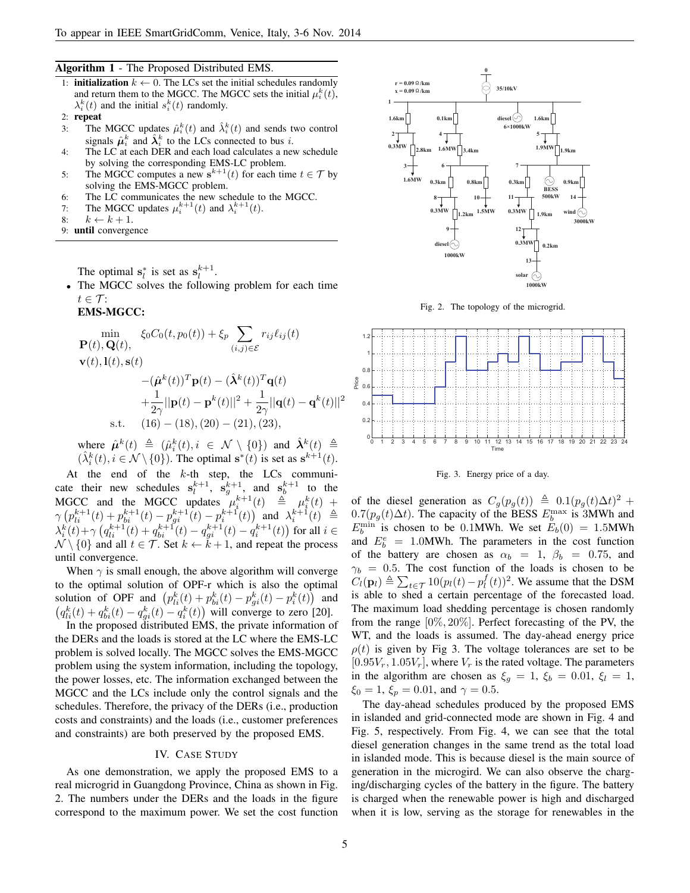**Algorithm 1** - The Proposed Distributed EMS.

1: **initialization** $k \leftarrow 0$. The LCs set the initial schedules randomly and return them to the MGCC. The MGCC sets the initial $\mu_i^k(t)$, $\lambda_i^k(t)$ and the initial $s_i^k(t)$ randomly.
2: **repeat**
3: The MGCC updates $\hat{\mu}_i^k(t)$ and $\hat{\lambda}_i^k(t)$ and sends two control signals $\hat{\boldsymbol{\mu}}_i^k$ and $\hat{\boldsymbol{\lambda}}_i^k$ to the LCs connected to bus $i$.
4: The LC at each DER and each load calculates a new schedule by solving the corresponding EMS-LC problem.
5: The MGCC computes a new $\mathbf{s}^{k+1}(t)$ for each time $t \in \mathcal{T}$ by solving the EMS-MGCC problem.
6: The LC communicates the new schedule to the MGCC.
7: The MGCC updates $\mu_i^{k+1}(t)$ and $\lambda_i^{k+1}(t)$.
8: $k \leftarrow k+1$.
9: **until** convergence

The optimal $\mathbf{s}_l^*$ is set as $\mathbf{s}_l^{k+1}$.

- The MGCC solves the following problem for each time $t \in \mathcal{T}$:

**EMS-MGCC:**

$$\begin{aligned}
\min_{\substack{\mathbf{P}(t),\mathbf{Q}(t),\\ \mathbf{v}(t),\mathbf{l}(t),\mathbf{s}(t)}} \quad & \xi_0 C_0(t, p_0(t)) + \xi_p \sum_{(i,j)\in\mathcal{E}} r_{ij}\ell_{ij}(t) \\
& -(\hat{\boldsymbol{\mu}}^k(t))^T \mathbf{p}(t) - (\hat{\boldsymbol{\lambda}}^k(t))^T \mathbf{q}(t) \\
& + \frac{1}{2\gamma}||\mathbf{p}(t) - \mathbf{p}^k(t)||^2 + \frac{1}{2\gamma}||\mathbf{q}(t) - \mathbf{q}^k(t)||^2 \\
\text{s.t.} \quad & (16)-(18), (20)-(21), (23),
\end{aligned}$$

where $\hat{\boldsymbol{\mu}}^k(t) \triangleq (\hat{\mu}_i^k(t), i \in \mathcal{N}\setminus\{0\})$ and $\hat{\boldsymbol{\lambda}}^k(t) \triangleq (\hat{\lambda}_i^k(t), i \in \mathcal{N}\setminus\{0\})$. The optimal $\mathbf{s}^*(t)$ is set as $\mathbf{s}^{k+1}(t)$.

At the end of the $k$-th step, the LCs communicate their new schedules $\mathbf{s}_l^{k+1}$, $\mathbf{s}_g^{k+1}$, and $\mathbf{s}_b^{k+1}$ to the MGCC and the MGCC updates $\mu_i^{k+1}(t) \triangleq \mu_i^k(t) + \gamma\left(p_{li}^{k+1}(t) + p_{bi}^{k+1}(t) - p_{gi}^{k+1}(t) - p_i^{k+1}(t)\right)$ and $\lambda_i^{k+1}(t) \triangleq \lambda_i^k(t) + \gamma\left(q_{li}^{k+1}(t) + q_{bi}^{k+1}(t) - q_{gi}^{k+1}(t) - q_i^{k+1}(t)\right)$ for all $i \in \mathcal{N}\setminus\{0\}$ and all $t \in \mathcal{T}$. Set $k \leftarrow k+1$, and repeat the process until convergence.

When $\gamma$ is small enough, the above algorithm will converge to the optimal solution of OPF-r which is also the optimal solution of OPF and $\left(p_{li}^k(t) + p_{bi}^k(t) - p_{gi}^k(t) - p_i^k(t)\right)$ and $\left(q_{li}^k(t) + q_{bi}^k(t) - q_{gi}^k(t) - q_i^k(t)\right)$ will converge to zero [20].

In the proposed distributed EMS, the private information of the DERs and the loads is stored at the LC where the EMS-LC problem is solved locally. The MGCC solves the EMS-MGCC problem using the system information, including the topology, the power losses, etc. The information exchanged between the MGCC and the LCs include only the control signals and the schedules. Therefore, the privacy of the DERs (i.e., production costs and constraints) and the loads (i.e., customer preferences and constraints) are both preserved by the proposed EMS.

## IV. Case Study

As one demonstration, we apply the proposed EMS to a real microgrid in Guangdong Province, China as shown in Fig. 2. The numbers under the DERs and the loads in the figure correspond to the maximum power. We set the cost function of the diesel generation as $C_g(p_g(t)) \triangleq 0.1(p_g(t)\Delta t)^2 + 0.7(p_g(t)\Delta t)$. The capacity of the BESS $E_b^{\max}$ is 3MWh and $E_b^{\min}$ is chosen to be 0.1MWh. We set $E_b(0) = 1.5$MWh and $E_b^e = 1.0$MWh. The parameters in the cost function of the battery are chosen as $\alpha_b = 1$, $\beta_b = 0.75$, and $\gamma_b = 0.5$. The cost function of the loads is chosen to be $C_l(\mathbf{p}_l) \triangleq \sum_{t\in\mathcal{T}} 10(p_l(t) - p_l^f(t))^2$. We assume that the DSM is able to shed a certain percentage of the forecasted load. The maximum load shedding percentage is chosen randomly from the range $[0\%, 20\%]$. Perfect forecasting of the PV, the WT, and the loads is assumed. The day-ahead energy price $\rho(t)$ is given by Fig 3. The voltage tolerances are set to be $[0.95V_r, 1.05V_r]$, where $V_r$ is the rated voltage. The parameters in the algorithm are chosen as $\xi_g = 1$, $\xi_b = 0.01$, $\xi_l = 1$, $\xi_0 = 1$, $\xi_p = 0.01$, and $\gamma = 0.5$.

Fig. 2. The topology of the microgrid.

Fig. 3. Energy price of a day.

The day-ahead schedules produced by the proposed EMS in islanded and grid-connected mode are shown in Fig. 4 and Fig. 5, respectively. From Fig. 4, we can see that the total diesel generation changes in the same trend as the total load in islanded mode. This is because diesel is the main source of generation in the microgird. We can also observe the charging/discharging cycles of the battery in the figure. The battery is charged when the renewable power is high and discharged when it is low, serving as the storage for renewables in the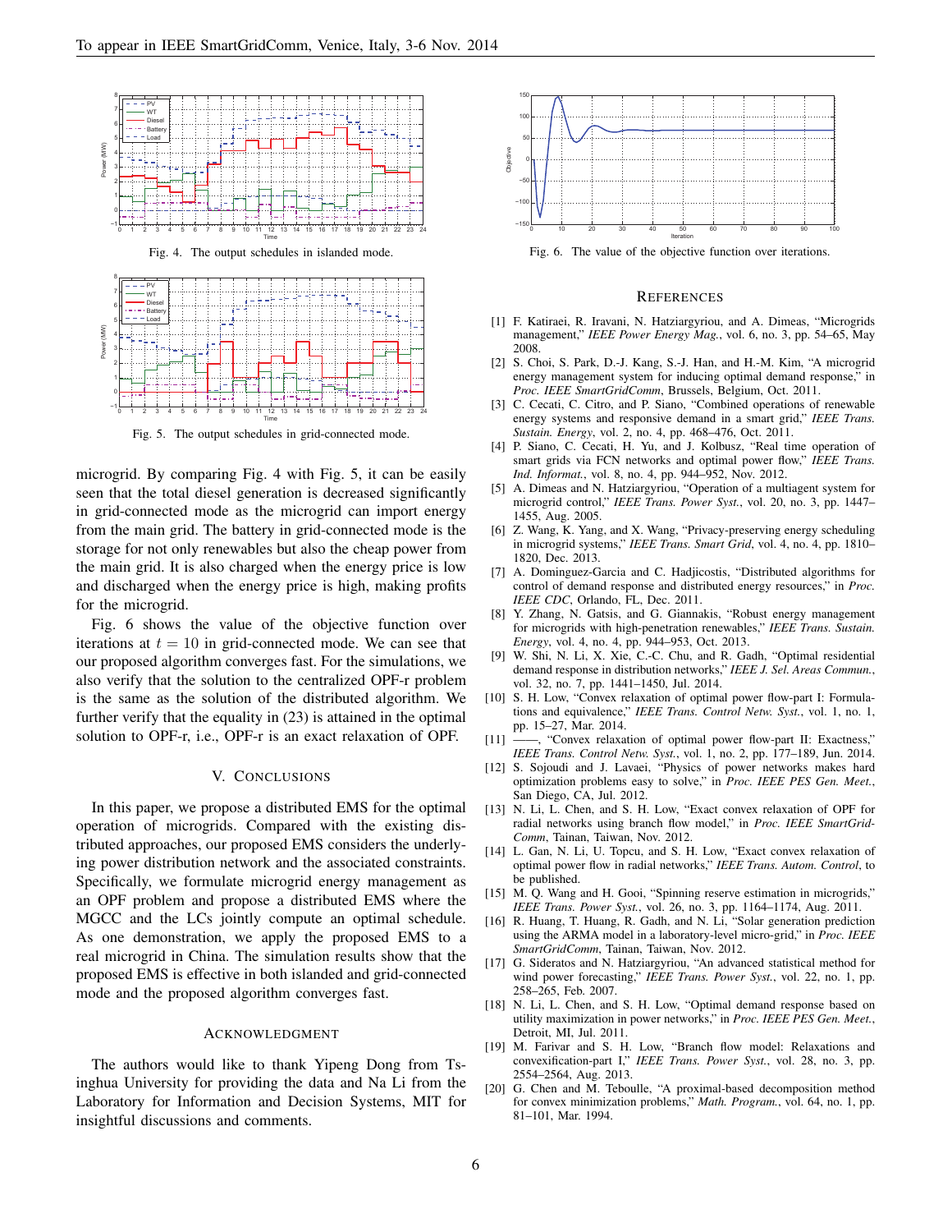8
7
6
5
4
3
2
1
0
−1

Power (MW)

PV
WT
Diesel
Battery
Load

0 1 2 3 4 5 6 7 8 9 10 11 12 13 14 15 16 17 18 19 20 21 22 23 24

Time

Fig. 4. The output schedules in islanded mode.

8
7
6
5
4
3
2
1
0
−1

Power (MW)

PV
WT
Diesel
Battery
Load

0 1 2 3 4 5 6 7 8 9 10 11 12 13 14 15 16 17 18 19 20 21 22 23 24

Time

Fig. 5. The output schedules in grid-connected mode.

microgrid. By comparing Fig. 4 with Fig. 5, it can be easily seen that the total diesel generation is decreased significantly in grid-connected mode as the microgrid can import energy from the main grid. The battery in grid-connected mode is the storage for not only renewables but also the cheap power from the main grid. It is also charged when the energy price is low and discharged when the energy price is high, making profits for the microgrid.

Fig. 6 shows the value of the objective function over iterations at $t = 10$ in grid-connected mode. We can see that our proposed algorithm converges fast. For the simulations, we also verify that the solution to the centralized OPF-r problem is the same as the solution of the distributed algorithm. We further verify that the equality in (23) is attained in the optimal solution to OPF-r, i.e., OPF-r is an exact relaxation of OPF.

## V. Conclusions

In this paper, we propose a distributed EMS for the optimal operation of microgrids. Compared with the existing distributed approaches, our proposed EMS considers the underlying power distribution network and the associated constraints. Specifically, we formulate microgrid energy management as an OPF problem and propose a distributed EMS where the MGCC and the LCs jointly compute an optimal schedule. As one demonstration, we apply the proposed EMS to a real microgrid in China. The simulation results show that the proposed EMS is effective in both islanded and grid-connected mode and the proposed algorithm converges fast.

## Acknowledgment

The authors would like to thank Yipeng Dong from Tsinghua University for providing the data and Na Li from the Laboratory for Information and Decision Systems, MIT for insightful discussions and comments.

150
100
50
0
−50
−100
−150

Objective

0 10 20 30 40 50 60 70 80 90 100

Iteration

Fig. 6. The value of the objective function over iterations.

## References

[1] F. Katiraei, R. Iravani, N. Hatziargyriou, and A. Dimeas, "Microgrids management," *IEEE Power Energy Mag.*, vol. 6, no. 3, pp. 54–65, May 2008.

[2] S. Choi, S. Park, D.-J. Kang, S.-J. Han, and H.-M. Kim, "A microgrid energy management system for inducing optimal demand response," in *Proc. IEEE SmartGridComm*, Brussels, Belgium, Oct. 2011.

[3] C. Cecati, C. Citro, and P. Siano, "Combined operations of renewable energy systems and responsive demand in a smart grid," *IEEE Trans. Sustain. Energy*, vol. 2, no. 4, pp. 468–476, Oct. 2011.

[4] P. Siano, C. Cecati, H. Yu, and J. Kolbusz, "Real time operation of smart grids via FCN networks and optimal power flow," *IEEE Trans. Ind. Informat.*, vol. 8, no. 4, pp. 944–952, Nov. 2012.

[5] A. Dimeas and N. Hatziargyriou, "Operation of a multiagent system for microgrid control," *IEEE Trans. Power Syst.*, vol. 20, no. 3, pp. 1447–1455, Aug. 2005.

[6] Z. Wang, K. Yang, and X. Wang, "Privacy-preserving energy scheduling in microgrid systems," *IEEE Trans. Smart Grid*, vol. 4, no. 4, pp. 1810–1820, Dec. 2013.

[7] A. Dominguez-Garcia and C. Hadjicostis, "Distributed algorithms for control of demand response and distributed energy resources," in *Proc. IEEE CDC*, Orlando, FL, Dec. 2011.

[8] Y. Zhang, N. Gatsis, and G. Giannakis, "Robust energy management for microgrids with high-penetration renewables," *IEEE Trans. Sustain. Energy*, vol. 4, no. 4, pp. 944–953, Oct. 2013.

[9] W. Shi, N. Li, X. Xie, C.-C. Chu, and R. Gadh, "Optimal residential demand response in distribution networks," *IEEE J. Sel. Areas Commun.*, vol. 32, no. 7, pp. 1441–1450, Jul. 2014.

[10] S. H. Low, "Convex relaxation of optimal power flow-part I: Formulations and equivalence," *IEEE Trans. Control Netw. Syst.*, vol. 1, no. 1, pp. 15–27, Mar. 2014.

[11] ——, "Convex relaxation of optimal power flow-part II: Exactness," *IEEE Trans. Control Netw. Syst.*, vol. 1, no. 2, pp. 177–189, Jun. 2014.

[12] S. Sojoudi and J. Lavaei, "Physics of power networks makes hard optimization problems easy to solve," in *Proc. IEEE PES Gen. Meet.*, San Diego, CA, Jul. 2012.

[13] N. Li, L. Chen, and S. H. Low, "Exact convex relaxation of OPF for radial networks using branch flow model," in *Proc. IEEE SmartGridComm*, Tainan, Taiwan, Nov. 2012.

[14] L. Gan, N. Li, U. Topcu, and S. H. Low, "Exact convex relaxation of optimal power flow in radial networks," *IEEE Trans. Autom. Control*, to be published.

[15] M. Q. Wang and H. Gooi, "Spinning reserve estimation in microgrids," *IEEE Trans. Power Syst.*, vol. 26, no. 3, pp. 1164–1174, Aug. 2011.

[16] R. Huang, T. Huang, R. Gadh, and N. Li, "Solar generation prediction using the ARMA model in a laboratory-level micro-grid," in *Proc. IEEE SmartGridComm*, Tainan, Taiwan, Nov. 2012.

[17] G. Sideratos and N. Hatziargyriou, "An advanced statistical method for wind power forecasting," *IEEE Trans. Power Syst.*, vol. 22, no. 1, pp. 258–265, Feb. 2007.

[18] N. Li, L. Chen, and S. H. Low, "Optimal demand response based on utility maximization in power networks," in *Proc. IEEE PES Gen. Meet.*, Detroit, MI, Jul. 2011.

[19] M. Farivar and S. H. Low, "Branch flow model: Relaxations and convexification-part I," *IEEE Trans. Power Syst.*, vol. 28, no. 3, pp. 2554–2564, Aug. 2013.

[20] G. Chen and M. Teboulle, "A proximal-based decomposition method for convex minimization problems," *Math. Program.*, vol. 64, no. 1, pp. 81–101, Mar. 1994.